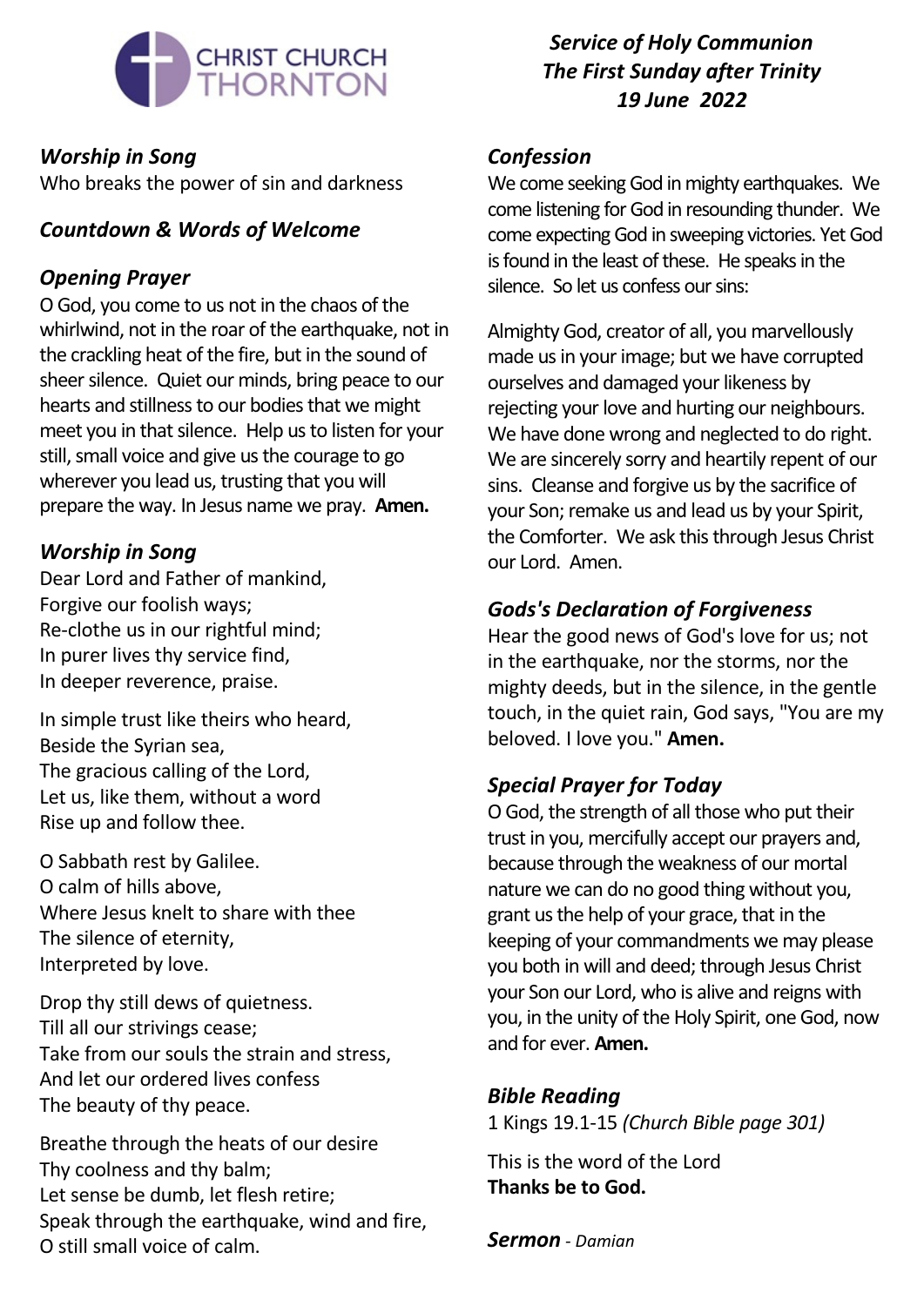CHRIST CHURCH THORNTON

***Service of Holy Communion***
***The First Sunday after Trinity***
***19 June 2022***

### *Worship in Song*

Who breaks the power of sin and darkness

### *Countdown & Words of Welcome*

### *Opening Prayer*

O God, you come to us not in the chaos of the whirlwind, not in the roar of the earthquake, not in the crackling heat of the fire, but in the sound of sheer silence. Quiet our minds, bring peace to our hearts and stillness to our bodies that we might meet you in that silence. Help us to listen for your still, small voice and give us the courage to go wherever you lead us, trusting that you will prepare the way. In Jesus name we pray. **Amen.**

### *Worship in Song*

Dear Lord and Father of mankind,
Forgive our foolish ways;
Re-clothe us in our rightful mind;
In purer lives thy service find,
In deeper reverence, praise.

In simple trust like theirs who heard,
Beside the Syrian sea,
The gracious calling of the Lord,
Let us, like them, without a word
Rise up and follow thee.

O Sabbath rest by Galilee.
O calm of hills above,
Where Jesus knelt to share with thee
The silence of eternity,
Interpreted by love.

Drop thy still dews of quietness.
Till all our strivings cease;
Take from our souls the strain and stress,
And let our ordered lives confess
The beauty of thy peace.

Breathe through the heats of our desire
Thy coolness and thy balm;
Let sense be dumb, let flesh retire;
Speak through the earthquake, wind and fire,
O still small voice of calm.

### *Confession*

We come seeking God in mighty earthquakes. We come listening for God in resounding thunder. We come expecting God in sweeping victories. Yet God is found in the least of these. He speaks in the silence. So let us confess our sins:

Almighty God, creator of all, you marvellously made us in your image; but we have corrupted ourselves and damaged your likeness by rejecting your love and hurting our neighbours. We have done wrong and neglected to do right. We are sincerely sorry and heartily repent of our sins. Cleanse and forgive us by the sacrifice of your Son; remake us and lead us by your Spirit, the Comforter. We ask this through Jesus Christ our Lord. Amen.

### *Gods's Declaration of Forgiveness*

Hear the good news of God's love for us; not in the earthquake, nor the storms, nor the mighty deeds, but in the silence, in the gentle touch, in the quiet rain, God says, "You are my beloved. I love you." **Amen.**

### *Special Prayer for Today*

O God, the strength of all those who put their trust in you, mercifully accept our prayers and, because through the weakness of our mortal nature we can do no good thing without you, grant us the help of your grace, that in the keeping of your commandments we may please you both in will and deed; through Jesus Christ your Son our Lord, who is alive and reigns with you, in the unity of the Holy Spirit, one God, now and for ever. **Amen.**

### *Bible Reading*

1 Kings 19.1-15 *(Church Bible page 301)*

This is the word of the Lord
**Thanks be to God.**

***Sermon*** *- Damian*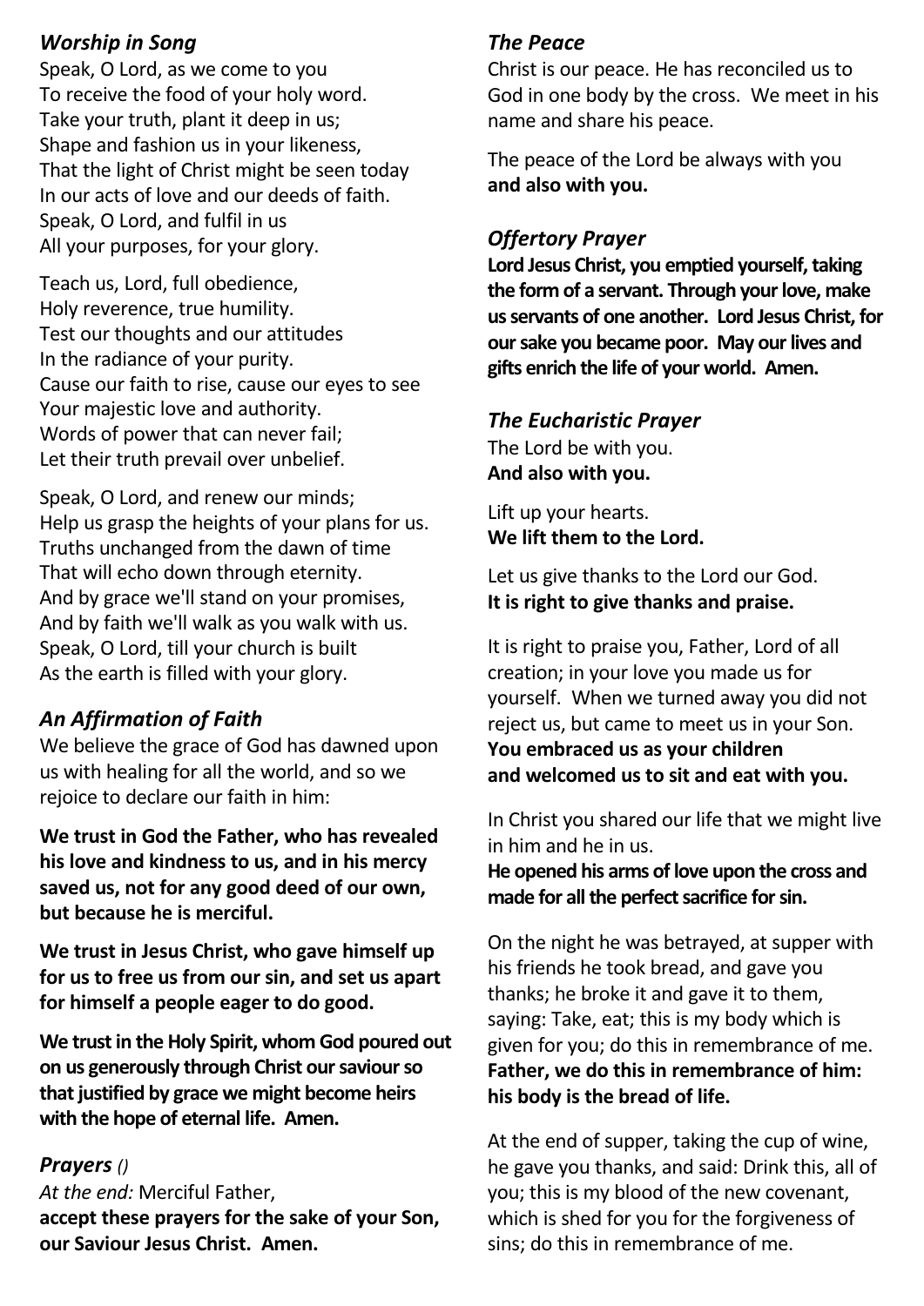### *Worship in Song*

Speak, O Lord, as we come to you
To receive the food of your holy word.
Take your truth, plant it deep in us;
Shape and fashion us in your likeness,
That the light of Christ might be seen today
In our acts of love and our deeds of faith.
Speak, O Lord, and fulfil in us
All your purposes, for your glory.

Teach us, Lord, full obedience,
Holy reverence, true humility.
Test our thoughts and our attitudes
In the radiance of your purity.
Cause our faith to rise, cause our eyes to see
Your majestic love and authority.
Words of power that can never fail;
Let their truth prevail over unbelief.

Speak, O Lord, and renew our minds;
Help us grasp the heights of your plans for us.
Truths unchanged from the dawn of time
That will echo down through eternity.
And by grace we'll stand on your promises,
And by faith we'll walk as you walk with us.
Speak, O Lord, till your church is built
As the earth is filled with your glory.

### *An Affirmation of Faith*

We believe the grace of God has dawned upon us with healing for all the world, and so we rejoice to declare our faith in him:

**We trust in God the Father, who has revealed his love and kindness to us, and in his mercy saved us, not for any good deed of our own, but because he is merciful.**

**We trust in Jesus Christ, who gave himself up for us to free us from our sin, and set us apart for himself a people eager to do good.**

**We trust in the Holy Spirit, whom God poured out on us generously through Christ our saviour so that justified by grace we might become heirs with the hope of eternal life. Amen.**

### *Prayers ()*

*At the end:* Merciful Father,
**accept these prayers for the sake of your Son, our Saviour Jesus Christ. Amen.**

### *The Peace*

Christ is our peace. He has reconciled us to God in one body by the cross. We meet in his name and share his peace.

The peace of the Lord be always with you
**and also with you.**

### *Offertory Prayer*

**Lord Jesus Christ, you emptied yourself, taking the form of a servant. Through your love, make us servants of one another. Lord Jesus Christ, for our sake you became poor. May our lives and gifts enrich the life of your world. Amen.**

### *The Eucharistic Prayer*

The Lord be with you.
**And also with you.**

Lift up your hearts.
**We lift them to the Lord.**

Let us give thanks to the Lord our God.
**It is right to give thanks and praise.**

It is right to praise you, Father, Lord of all creation; in your love you made us for yourself. When we turned away you did not reject us, but came to meet us in your Son.
**You embraced us as your children**
**and welcomed us to sit and eat with you.**

In Christ you shared our life that we might live in him and he in us.
**He opened his arms of love upon the cross and made for all the perfect sacrifice for sin.**

On the night he was betrayed, at supper with his friends he took bread, and gave you thanks; he broke it and gave it to them, saying: Take, eat; this is my body which is given for you; do this in remembrance of me.
**Father, we do this in remembrance of him:**
**his body is the bread of life.**

At the end of supper, taking the cup of wine, he gave you thanks, and said: Drink this, all of you; this is my blood of the new covenant, which is shed for you for the forgiveness of sins; do this in remembrance of me.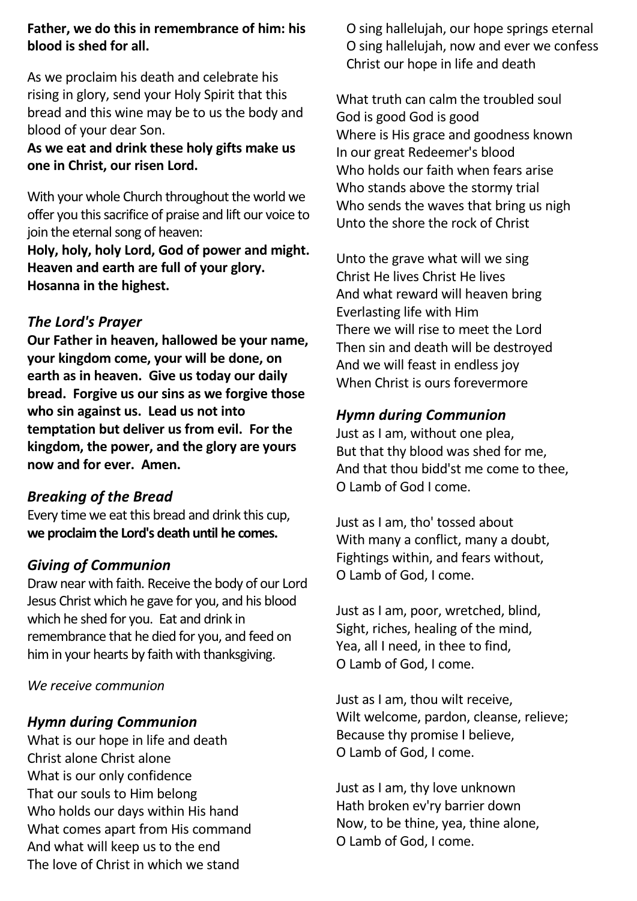**Father, we do this in remembrance of him: his blood is shed for all.**

As we proclaim his death and celebrate his rising in glory, send your Holy Spirit that this bread and this wine may be to us the body and blood of your dear Son.
**As we eat and drink these holy gifts make us one in Christ, our risen Lord.**

With your whole Church throughout the world we offer you this sacrifice of praise and lift our voice to join the eternal song of heaven:
**Holy, holy, holy Lord, God of power and might. Heaven and earth are full of your glory. Hosanna in the highest.**

### *The Lord's Prayer*

**Our Father in heaven, hallowed be your name, your kingdom come, your will be done, on earth as in heaven. Give us today our daily bread. Forgive us our sins as we forgive those who sin against us. Lead us not into temptation but deliver us from evil. For the kingdom, the power, and the glory are yours now and for ever. Amen.**

### *Breaking of the Bread*

Every time we eat this bread and drink this cup,
**we proclaim the Lord's death until he comes.**

### *Giving of Communion*

Draw near with faith. Receive the body of our Lord Jesus Christ which he gave for you, and his blood which he shed for you. Eat and drink in remembrance that he died for you, and feed on him in your hearts by faith with thanksgiving.

*We receive communion*

### *Hymn during Communion*

What is our hope in life and death
Christ alone Christ alone
What is our only confidence
That our souls to Him belong
Who holds our days within His hand
What comes apart from His command
And what will keep us to the end
The love of Christ in which we stand

O sing hallelujah, our hope springs eternal
O sing hallelujah, now and ever we confess
Christ our hope in life and death

What truth can calm the troubled soul
God is good God is good
Where is His grace and goodness known
In our great Redeemer's blood
Who holds our faith when fears arise
Who stands above the stormy trial
Who sends the waves that bring us nigh
Unto the shore the rock of Christ

Unto the grave what will we sing
Christ He lives Christ He lives
And what reward will heaven bring
Everlasting life with Him
There we will rise to meet the Lord
Then sin and death will be destroyed
And we will feast in endless joy
When Christ is ours forevermore

### *Hymn during Communion*

Just as I am, without one plea,
But that thy blood was shed for me,
And that thou bidd'st me come to thee,
O Lamb of God I come.

Just as I am, tho' tossed about
With many a conflict, many a doubt,
Fightings within, and fears without,
O Lamb of God, I come.

Just as I am, poor, wretched, blind,
Sight, riches, healing of the mind,
Yea, all I need, in thee to find,
O Lamb of God, I come.

Just as I am, thou wilt receive,
Wilt welcome, pardon, cleanse, relieve;
Because thy promise I believe,
O Lamb of God, I come.

Just as I am, thy love unknown
Hath broken ev'ry barrier down
Now, to be thine, yea, thine alone,
O Lamb of God, I come.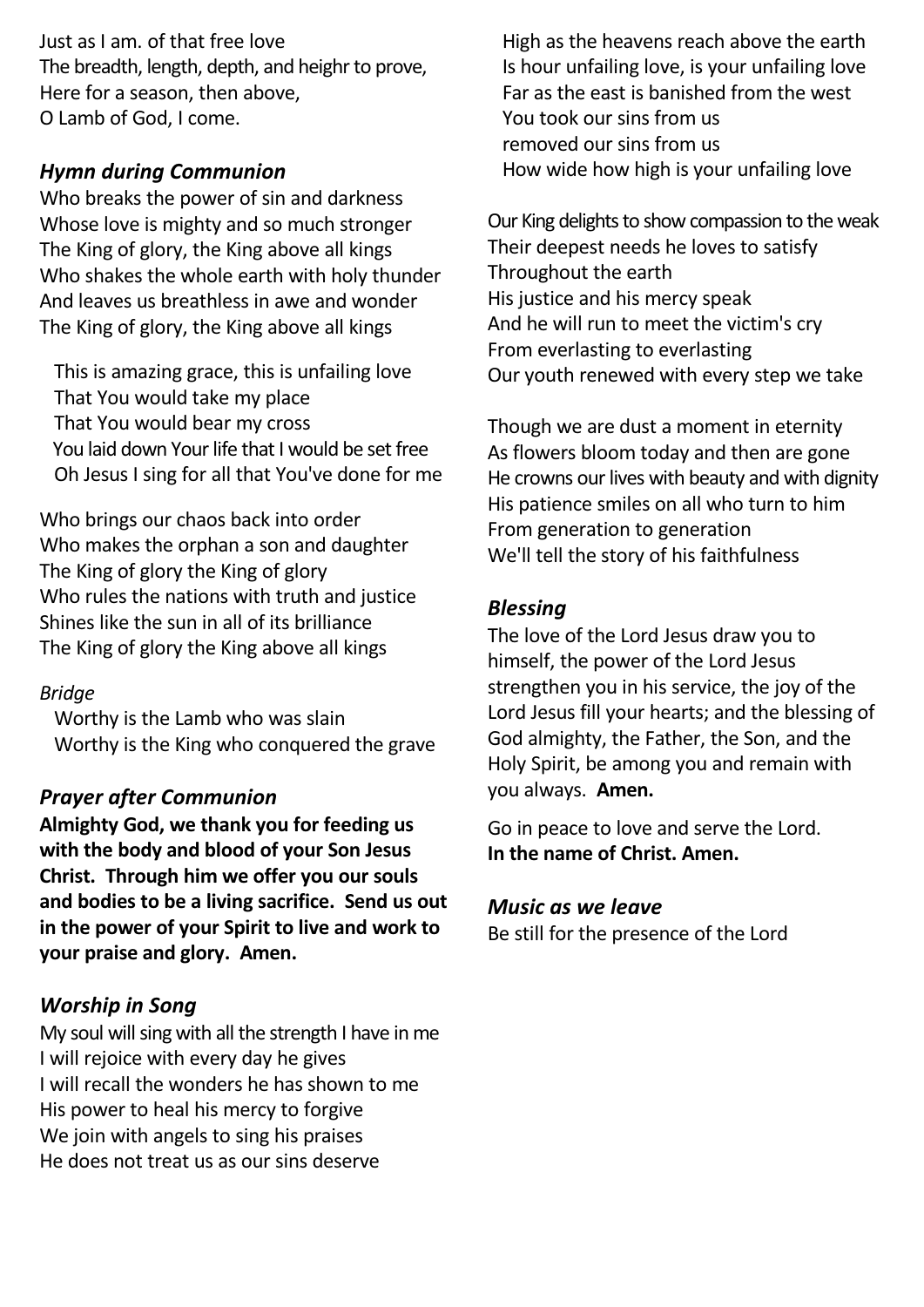Just as I am. of that free love
The breadth, length, depth, and heighr to prove,
Here for a season, then above,
O Lamb of God, I come.

### *Hymn during Communion*

Who breaks the power of sin and darkness
Whose love is mighty and so much stronger
The King of glory, the King above all kings
Who shakes the whole earth with holy thunder
And leaves us breathless in awe and wonder
The King of glory, the King above all kings

This is amazing grace, this is unfailing love
That You would take my place
That You would bear my cross
You laid down Your life that I would be set free
Oh Jesus I sing for all that You've done for me

Who brings our chaos back into order
Who makes the orphan a son and daughter
The King of glory the King of glory
Who rules the nations with truth and justice
Shines like the sun in all of its brilliance
The King of glory the King above all kings

*Bridge*

Worthy is the Lamb who was slain
Worthy is the King who conquered the grave

### *Prayer after Communion*

**Almighty God, we thank you for feeding us with the body and blood of your Son Jesus Christ. Through him we offer you our souls and bodies to be a living sacrifice. Send us out in the power of your Spirit to live and work to your praise and glory. Amen.**

### *Worship in Song*

My soul will sing with all the strength I have in me
I will rejoice with every day he gives
I will recall the wonders he has shown to me
His power to heal his mercy to forgive
We join with angels to sing his praises
He does not treat us as our sins deserve

High as the heavens reach above the earth
Is hour unfailing love, is your unfailing love
Far as the east is banished from the west
You took our sins from us
removed our sins from us
How wide how high is your unfailing love

Our King delights to show compassion to the weak
Their deepest needs he loves to satisfy
Throughout the earth
His justice and his mercy speak
And he will run to meet the victim's cry
From everlasting to everlasting
Our youth renewed with every step we take

Though we are dust a moment in eternity
As flowers bloom today and then are gone
He crowns our lives with beauty and with dignity
His patience smiles on all who turn to him
From generation to generation
We'll tell the story of his faithfulness

### *Blessing*

The love of the Lord Jesus draw you to himself, the power of the Lord Jesus strengthen you in his service, the joy of the Lord Jesus fill your hearts; and the blessing of God almighty, the Father, the Son, and the Holy Spirit, be among you and remain with you always. **Amen.**

Go in peace to love and serve the Lord.
**In the name of Christ. Amen.**

### *Music as we leave*

Be still for the presence of the Lord